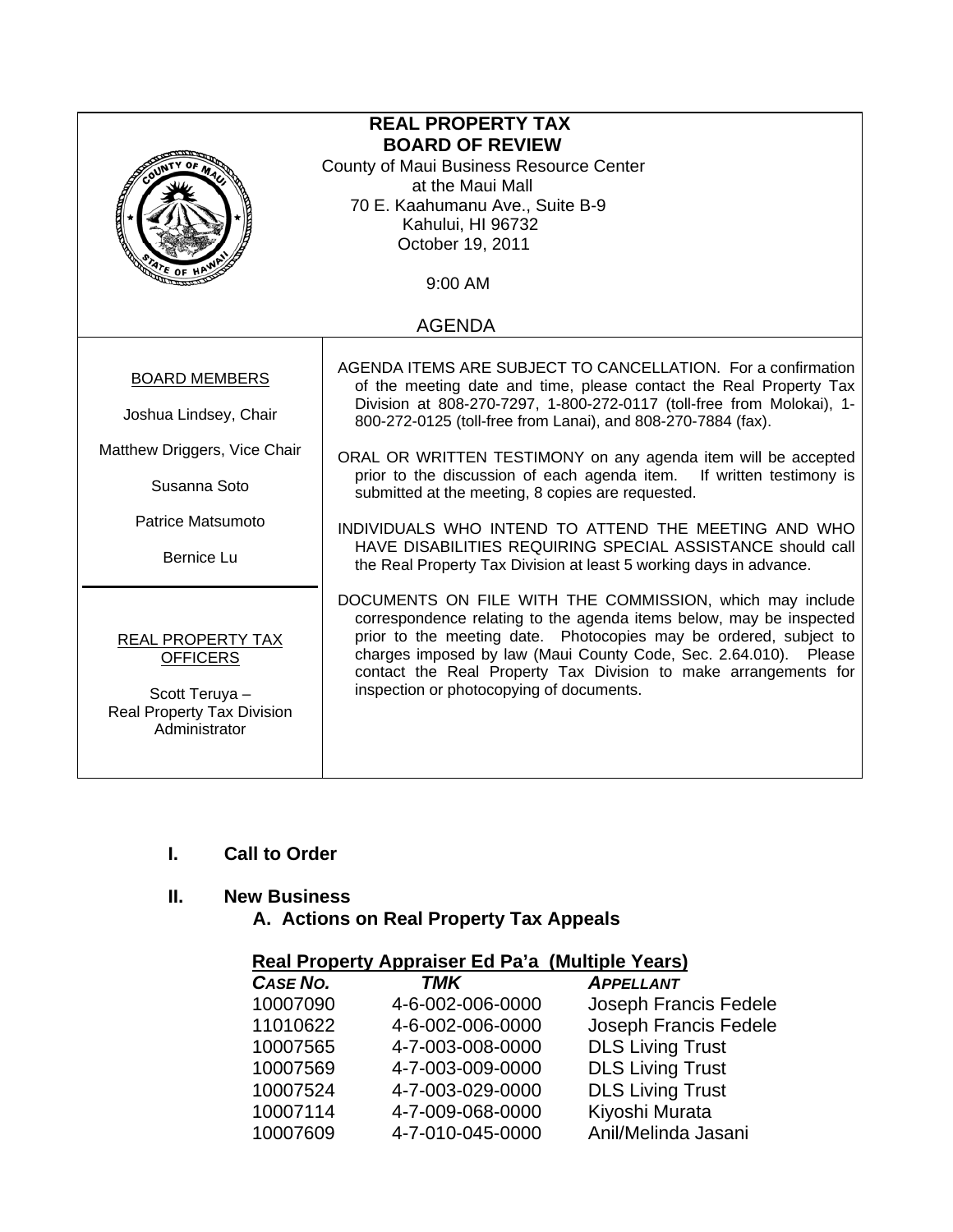# REAL PROPERTY TAX
# BOARD OF REVIEW

County of Maui Business Resource Center
at the Maui Mall
70 E. Kaahumanu Ave., Suite B-9
Kahului, HI 96732
October 19, 2011

9:00 AM

## AGENDA

**BOARD MEMBERS**

Joshua Lindsey, Chair

Matthew Driggers, Vice Chair

Susanna Soto

Patrice Matsumoto

Bernice Lu

**REAL PROPERTY TAX OFFICERS**

Scott Teruya –
Real Property Tax Division Administrator

AGENDA ITEMS ARE SUBJECT TO CANCELLATION. For a confirmation of the meeting date and time, please contact the Real Property Tax Division at 808-270-7297, 1-800-272-0117 (toll-free from Molokai), 1-800-272-0125 (toll-free from Lanai), and 808-270-7884 (fax).

ORAL OR WRITTEN TESTIMONY on any agenda item will be accepted prior to the discussion of each agenda item. If written testimony is submitted at the meeting, 8 copies are requested.

INDIVIDUALS WHO INTEND TO ATTEND THE MEETING AND WHO HAVE DISABILITIES REQUIRING SPECIAL ASSISTANCE should call the Real Property Tax Division at least 5 working days in advance.

DOCUMENTS ON FILE WITH THE COMMISSION, which may include correspondence relating to the agenda items below, may be inspected prior to the meeting date. Photocopies may be ordered, subject to charges imposed by law (Maui County Code, Sec. 2.64.010). Please contact the Real Property Tax Division to make arrangements for inspection or photocopying of documents.

## I. Call to Order

## II. New Business

### A. Actions on Real Property Tax Appeals

**Real Property Appraiser Ed Pa'a (Multiple Years)**

| *CASE NO.* | *TMK* | *APPELLANT* |
|---|---|---|
| 10007090 | 4-6-002-006-0000 | Joseph Francis Fedele |
| 11010622 | 4-6-002-006-0000 | Joseph Francis Fedele |
| 10007565 | 4-7-003-008-0000 | DLS Living Trust |
| 10007569 | 4-7-003-009-0000 | DLS Living Trust |
| 10007524 | 4-7-003-029-0000 | DLS Living Trust |
| 10007114 | 4-7-009-068-0000 | Kiyoshi Murata |
| 10007609 | 4-7-010-045-0000 | Anil/Melinda Jasani |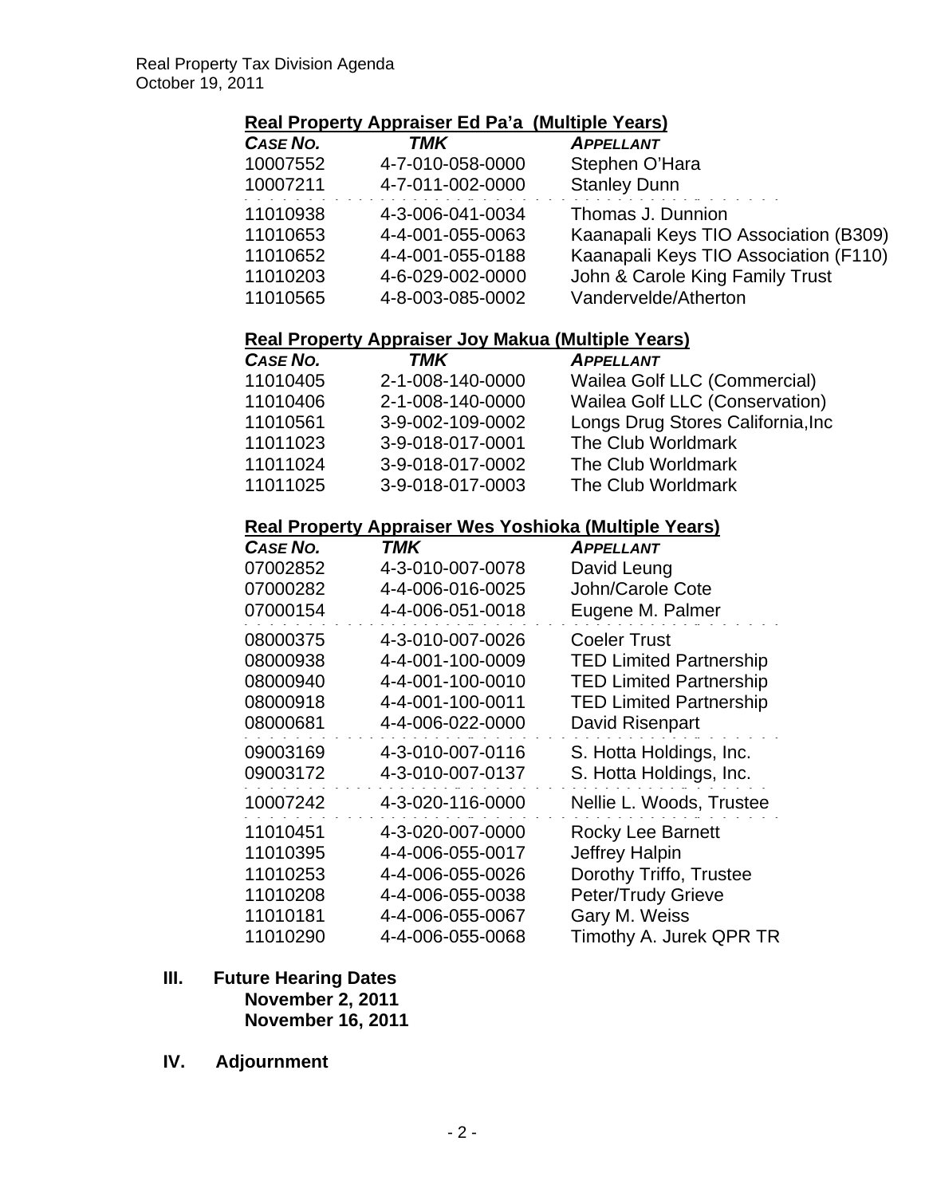**Real Property Appraiser Ed Pa'a (Multiple Years)**

| *CASE NO.* | *TMK* | *APPELLANT* |
|---|---|---|
| 10007552 | 4-7-010-058-0000 | Stephen O'Hara |
| 10007211 | 4-7-011-002-0000 | Stanley Dunn |
| 11010938 | 4-3-006-041-0034 | Thomas J. Dunnion |
| 11010653 | 4-4-001-055-0063 | Kaanapali Keys TIO Association (B309) |
| 11010652 | 4-4-001-055-0188 | Kaanapali Keys TIO Association (F110) |
| 11010203 | 4-6-029-002-0000 | John & Carole King Family Trust |
| 11010565 | 4-8-003-085-0002 | Vandervelde/Atherton |

**Real Property Appraiser Joy Makua (Multiple Years)**

| *CASE NO.* | *TMK* | *APPELLANT* |
|---|---|---|
| 11010405 | 2-1-008-140-0000 | Wailea Golf LLC (Commercial) |
| 11010406 | 2-1-008-140-0000 | Wailea Golf LLC (Conservation) |
| 11010561 | 3-9-002-109-0002 | Longs Drug Stores California,Inc |
| 11011023 | 3-9-018-017-0001 | The Club Worldmark |
| 11011024 | 3-9-018-017-0002 | The Club Worldmark |
| 11011025 | 3-9-018-017-0003 | The Club Worldmark |

**Real Property Appraiser Wes Yoshioka (Multiple Years)**

| *CASE NO.* | *TMK* | *APPELLANT* |
|---|---|---|
| 07002852 | 4-3-010-007-0078 | David Leung |
| 07000282 | 4-4-006-016-0025 | John/Carole Cote |
| 07000154 | 4-4-006-051-0018 | Eugene M. Palmer |
| 08000375 | 4-3-010-007-0026 | Coeler Trust |
| 08000938 | 4-4-001-100-0009 | TED Limited Partnership |
| 08000940 | 4-4-001-100-0010 | TED Limited Partnership |
| 08000918 | 4-4-001-100-0011 | TED Limited Partnership |
| 08000681 | 4-4-006-022-0000 | David Risenpart |
| 09003169 | 4-3-010-007-0116 | S. Hotta Holdings, Inc. |
| 09003172 | 4-3-010-007-0137 | S. Hotta Holdings, Inc. |
| 10007242 | 4-3-020-116-0000 | Nellie L. Woods, Trustee |
| 11010451 | 4-3-020-007-0000 | Rocky Lee Barnett |
| 11010395 | 4-4-006-055-0017 | Jeffrey Halpin |
| 11010253 | 4-4-006-055-0026 | Dorothy Triffo, Trustee |
| 11010208 | 4-4-006-055-0038 | Peter/Trudy Grieve |
| 11010181 | 4-4-006-055-0067 | Gary M. Weiss |
| 11010290 | 4-4-006-055-0068 | Timothy A. Jurek QPR TR |

**III. Future Hearing Dates**

**November 2, 2011**
**November 16, 2011**

**IV. Adjournment**